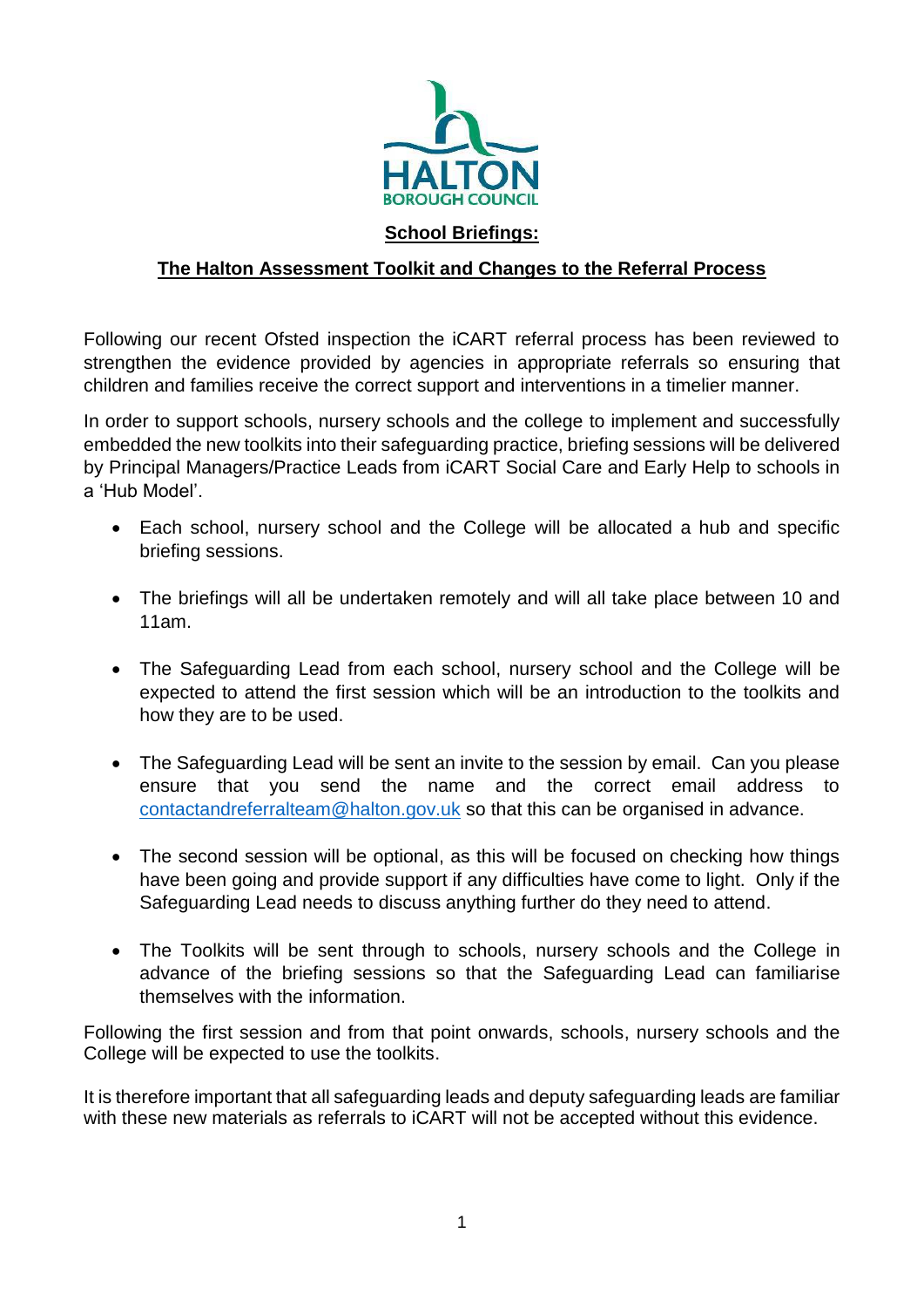HALTON
BOROUGH COUNCIL

## School Briefings:

## The Halton Assessment Toolkit and Changes to the Referral Process

Following our recent Ofsted inspection the iCART referral process has been reviewed to strengthen the evidence provided by agencies in appropriate referrals so ensuring that children and families receive the correct support and interventions in a timelier manner.

In order to support schools, nursery schools and the college to implement and successfully embedded the new toolkits into their safeguarding practice, briefing sessions will be delivered by Principal Managers/Practice Leads from iCART Social Care and Early Help to schools in a 'Hub Model'.

- Each school, nursery school and the College will be allocated a hub and specific briefing sessions.
- The briefings will all be undertaken remotely and will all take place between 10 and 11am.
- The Safeguarding Lead from each school, nursery school and the College will be expected to attend the first session which will be an introduction to the toolkits and how they are to be used.
- The Safeguarding Lead will be sent an invite to the session by email. Can you please ensure that you send the name and the correct email address to contactandreferralteam@halton.gov.uk so that this can be organised in advance.
- The second session will be optional, as this will be focused on checking how things have been going and provide support if any difficulties have come to light. Only if the Safeguarding Lead needs to discuss anything further do they need to attend.
- The Toolkits will be sent through to schools, nursery schools and the College in advance of the briefing sessions so that the Safeguarding Lead can familiarise themselves with the information.

Following the first session and from that point onwards, schools, nursery schools and the College will be expected to use the toolkits.

It is therefore important that all safeguarding leads and deputy safeguarding leads are familiar with these new materials as referrals to iCART will not be accepted without this evidence.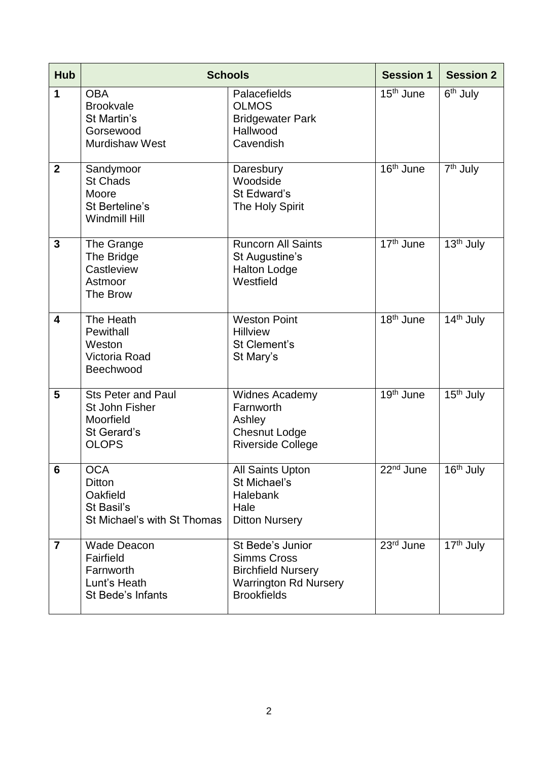| Hub | Schools | | Session 1 | Session 2 |
|---|---|---|---|---|
| 1 | OBA<br>Brookvale<br>St Martin's<br>Gorsewood<br>Murdishaw West | Palacefields<br>OLMOS<br>Bridgewater Park<br>Hallwood<br>Cavendish | 15th June | 6th July |
| 2 | Sandymoor<br>St Chads<br>Moore<br>St Berteline's<br>Windmill Hill | Daresbury<br>Woodside<br>St Edward's<br>The Holy Spirit | 16th June | 7th July |
| 3 | The Grange<br>The Bridge<br>Castleview<br>Astmoor<br>The Brow | Runcorn All Saints<br>St Augustine's<br>Halton Lodge<br>Westfield | 17th June | 13th July |
| 4 | The Heath<br>Pewithall<br>Weston<br>Victoria Road<br>Beechwood | Weston Point<br>Hillview<br>St Clement's<br>St Mary's | 18th June | 14th July |
| 5 | Sts Peter and Paul<br>St John Fisher<br>Moorfield<br>St Gerard's<br>OLOPS | Widnes Academy<br>Farnworth<br>Ashley<br>Chesnut Lodge<br>Riverside College | 19th June | 15th July |
| 6 | OCA<br>Ditton<br>Oakfield<br>St Basil's<br>St Michael's with St Thomas | All Saints Upton<br>St Michael's<br>Halebank<br>Hale<br>Ditton Nursery | 22nd June | 16th July |
| 7 | Wade Deacon<br>Fairfield<br>Farnworth<br>Lunt's Heath<br>St Bede's Infants | St Bede's Junior<br>Simms Cross<br>Birchfield Nursery<br>Warrington Rd Nursery<br>Brookfields | 23rd June | 17th July |